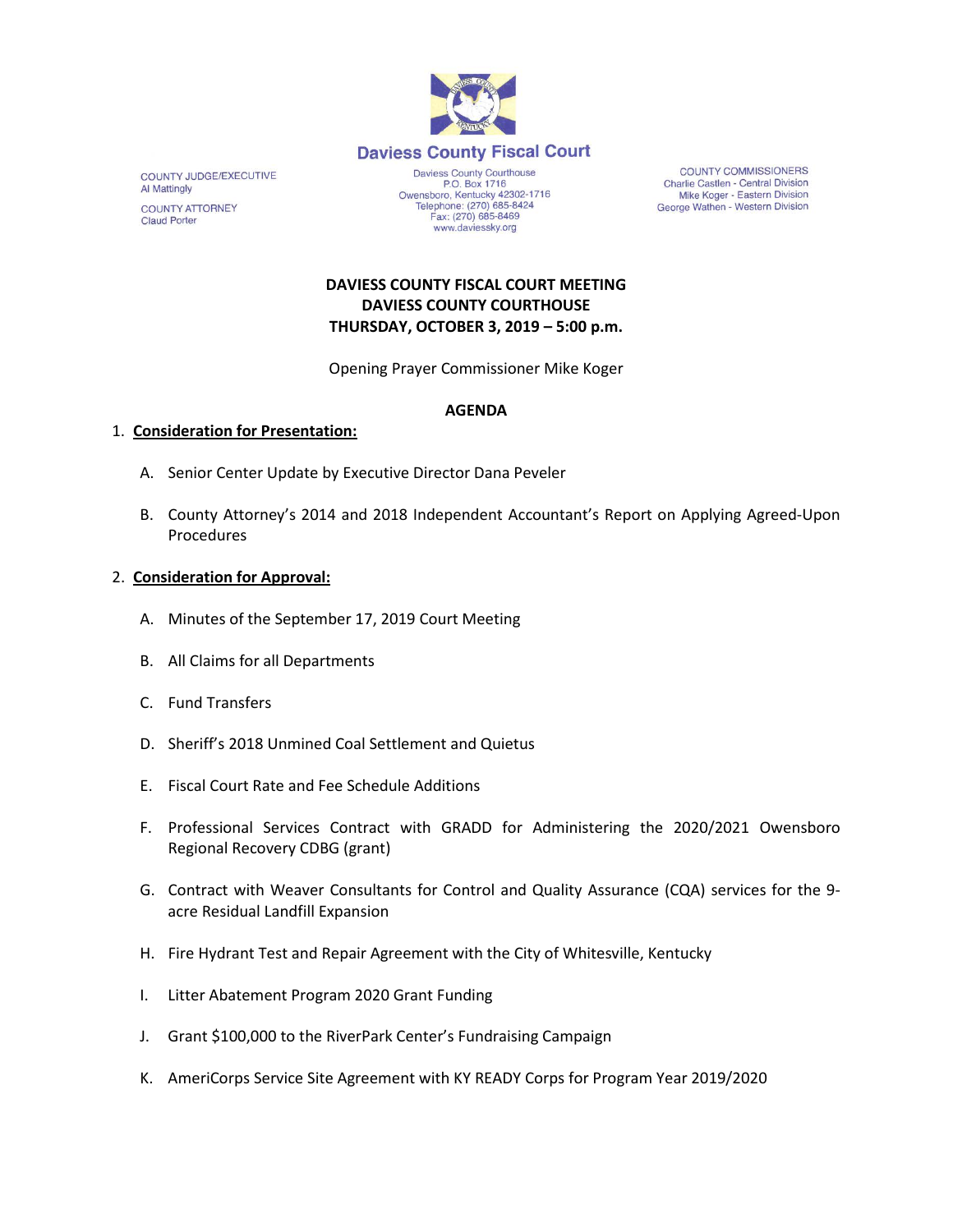# Daviess County Fiscal Court

COUNTY JUDGE/EXECUTIVE
Al Mattingly

COUNTY ATTORNEY
Claud Porter

Daviess County Courthouse
P.O. Box 1716
Owensboro, Kentucky 42302-1716
Telephone: (270) 685-8424
Fax: (270) 685-8469
www.daviessky.org

COUNTY COMMISSIONERS
Charlie Castlen - Central Division
Mike Koger - Eastern Division
George Wathen - Western Division

**DAVIESS COUNTY FISCAL COURT MEETING**
**DAVIESS COUNTY COURTHOUSE**
**THURSDAY, OCTOBER 3, 2019 – 5:00 p.m.**

Opening Prayer Commissioner Mike Koger

**AGENDA**

1. **Consideration for Presentation:**

   A. Senior Center Update by Executive Director Dana Peveler

   B. County Attorney's 2014 and 2018 Independent Accountant's Report on Applying Agreed-Upon Procedures

2. **Consideration for Approval:**

   A. Minutes of the September 17, 2019 Court Meeting

   B. All Claims for all Departments

   C. Fund Transfers

   D. Sheriff's 2018 Unmined Coal Settlement and Quietus

   E. Fiscal Court Rate and Fee Schedule Additions

   F. Professional Services Contract with GRADD for Administering the 2020/2021 Owensboro Regional Recovery CDBG (grant)

   G. Contract with Weaver Consultants for Control and Quality Assurance (CQA) services for the 9-acre Residual Landfill Expansion

   H. Fire Hydrant Test and Repair Agreement with the City of Whitesville, Kentucky

   I. Litter Abatement Program 2020 Grant Funding

   J. Grant $100,000 to the RiverPark Center's Fundraising Campaign

   K. AmeriCorps Service Site Agreement with KY READY Corps for Program Year 2019/2020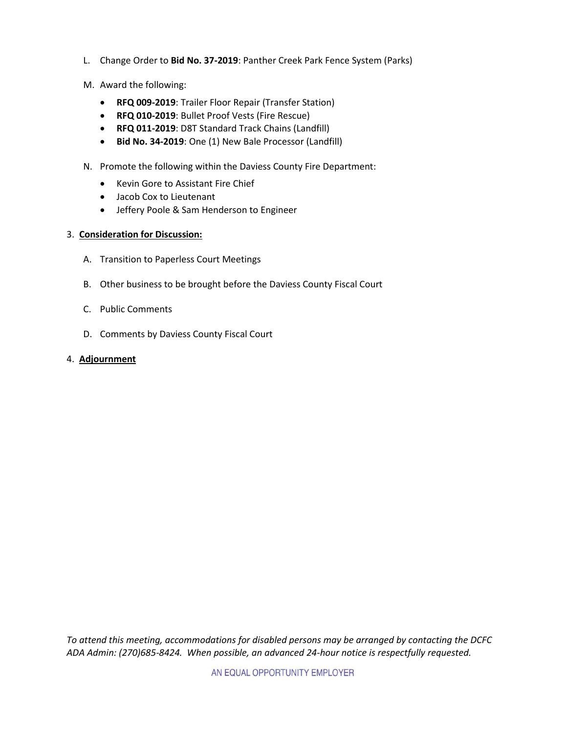L. Change Order to **Bid No. 37-2019**: Panther Creek Park Fence System (Parks)

M. Award the following:

- **RFQ 009-2019**: Trailer Floor Repair (Transfer Station)
- **RFQ 010-2019**: Bullet Proof Vests (Fire Rescue)
- **RFQ 011-2019**: D8T Standard Track Chains (Landfill)
- **Bid No. 34-2019**: One (1) New Bale Processor (Landfill)

N. Promote the following within the Daviess County Fire Department:

- Kevin Gore to Assistant Fire Chief
- Jacob Cox to Lieutenant
- Jeffery Poole & Sam Henderson to Engineer

3. **Consideration for Discussion:**

A. Transition to Paperless Court Meetings

B. Other business to be brought before the Daviess County Fiscal Court

C. Public Comments

D. Comments by Daviess County Fiscal Court

4. **Adjournment**

*To attend this meeting, accommodations for disabled persons may be arranged by contacting the DCFC ADA Admin: (270)685-8424. When possible, an advanced 24-hour notice is respectfully requested.*

AN EQUAL OPPORTUNITY EMPLOYER